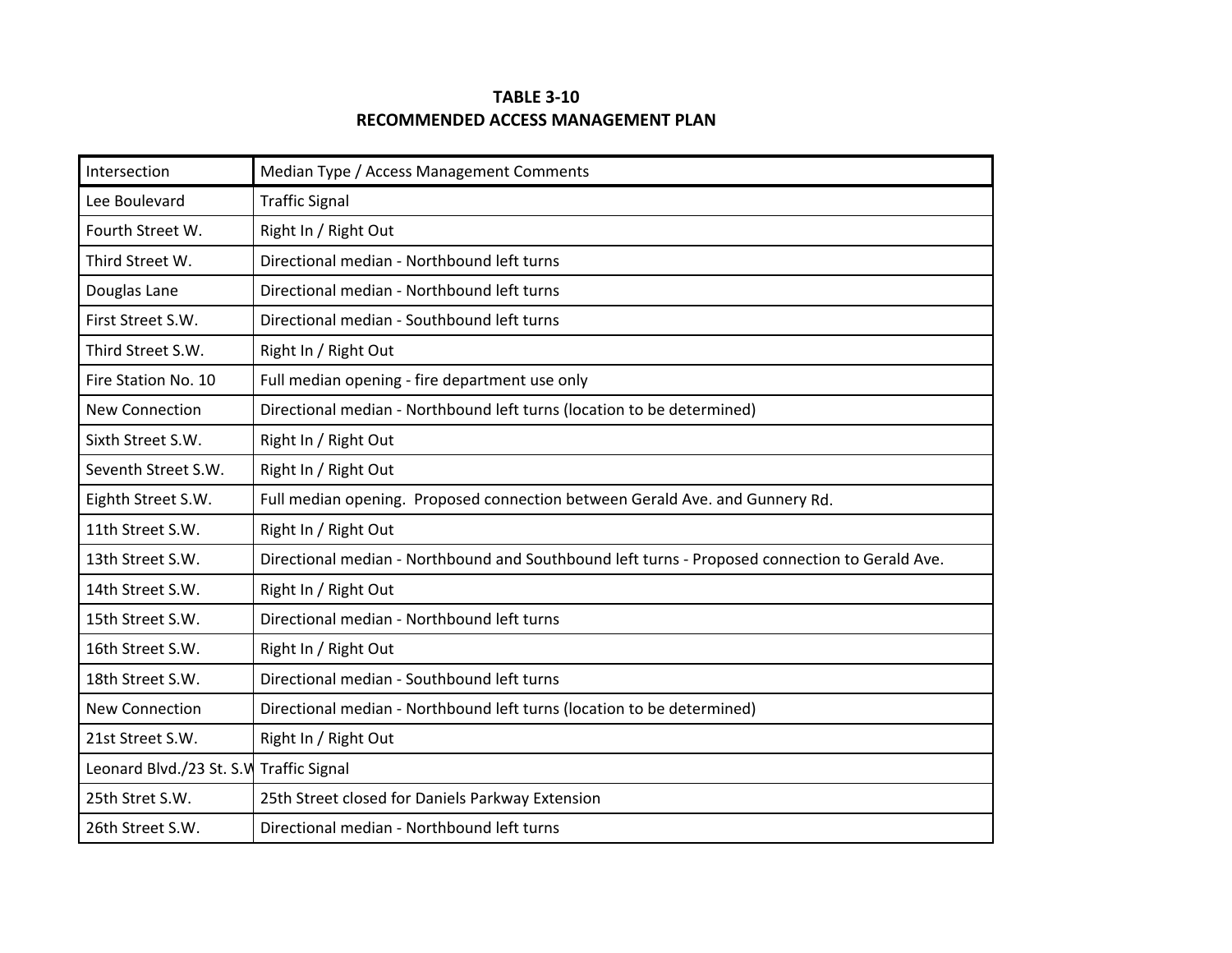**TABLE 3-10**
**RECOMMENDED ACCESS MANAGEMENT PLAN**

| Intersection | Median Type / Access Management Comments |
|---|---|
| Lee Boulevard | Traffic Signal |
| Fourth Street W. | Right In / Right Out |
| Third Street W. | Directional median - Northbound left turns |
| Douglas Lane | Directional median - Northbound left turns |
| First Street S.W. | Directional median - Southbound left turns |
| Third Street S.W. | Right In / Right Out |
| Fire Station No. 10 | Full median opening - fire department use only |
| New Connection | Directional median - Northbound left turns (location to be determined) |
| Sixth Street S.W. | Right In / Right Out |
| Seventh Street S.W. | Right In / Right Out |
| Eighth Street S.W. | Full median opening. Proposed connection between Gerald Ave. and Gunnery Rd. |
| 11th Street S.W. | Right In / Right Out |
| 13th Street S.W. | Directional median - Northbound and Southbound left turns - Proposed connection to Gerald Ave. |
| 14th Street S.W. | Right In / Right Out |
| 15th Street S.W. | Directional median - Northbound left turns |
| 16th Street S.W. | Right In / Right Out |
| 18th Street S.W. | Directional median - Southbound left turns |
| New Connection | Directional median - Northbound left turns (location to be determined) |
| 21st Street S.W. | Right In / Right Out |
| Leonard Blvd./23 St. S.W | Traffic Signal |
| 25th Stret S.W. | 25th Street closed for Daniels Parkway Extension |
| 26th Street S.W. | Directional median - Northbound left turns |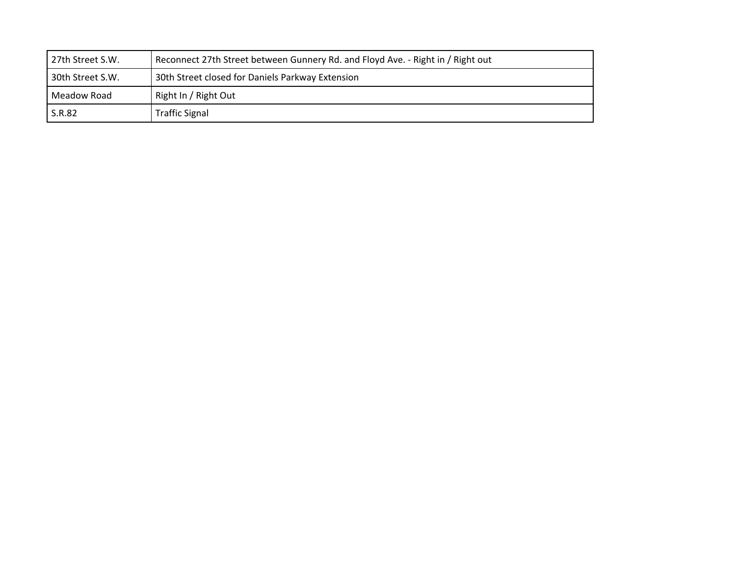| | |
|---|---|
| 27th Street S.W. | Reconnect 27th Street between Gunnery Rd. and Floyd Ave. - Right in / Right out |
| 30th Street S.W. | 30th Street closed for Daniels Parkway Extension |
| Meadow Road | Right In / Right Out |
| S.R.82 | Traffic Signal |